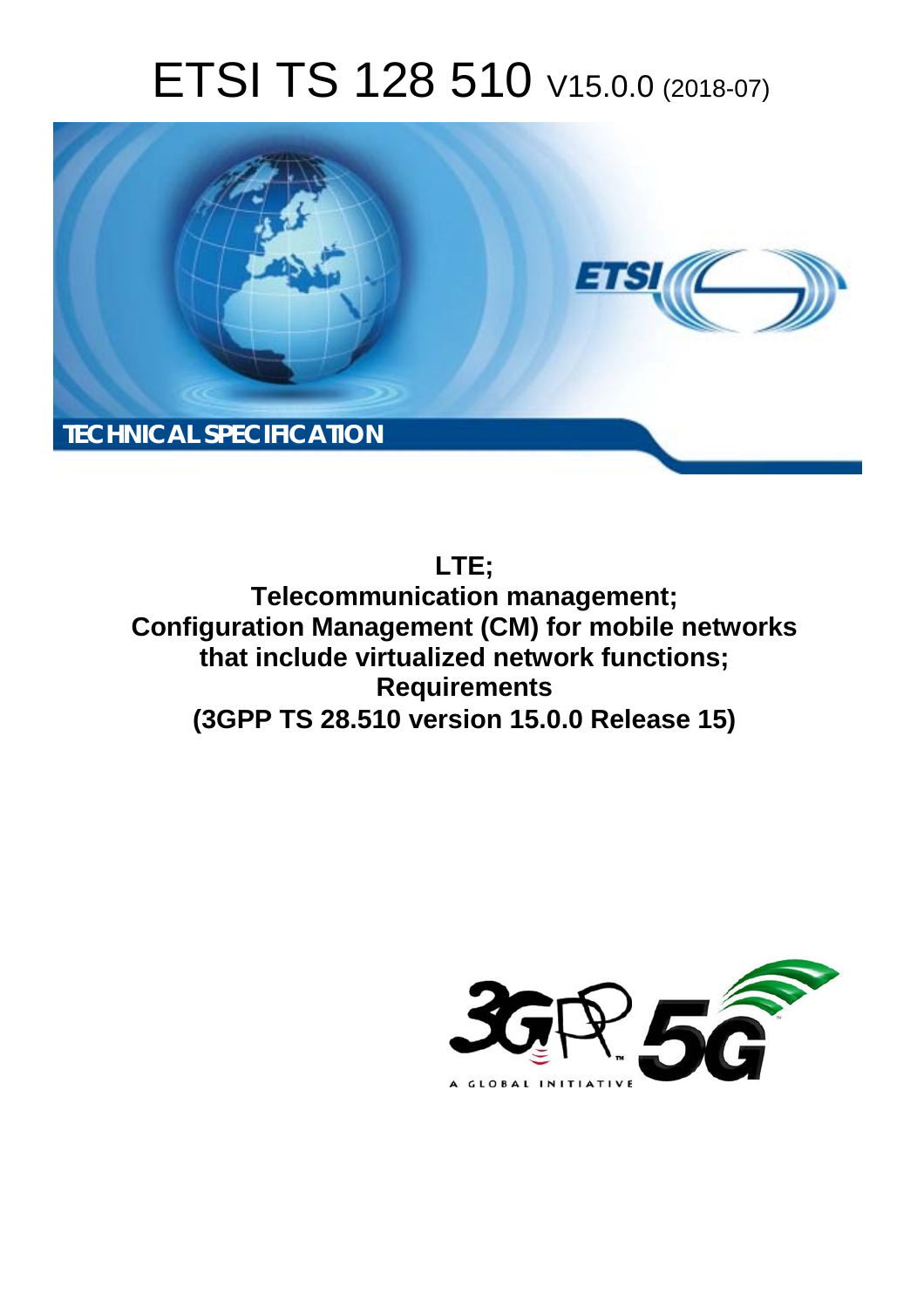# ETSI TS 128 510 V15.0.0 (2018-07)

TECHNICAL SPECIFICATION

**LTE;**
**Telecommunication management;**
**Configuration Management (CM) for mobile networks that include virtualized network functions;**
**Requirements**
**(3GPP TS 28.510 version 15.0.0 Release 15)**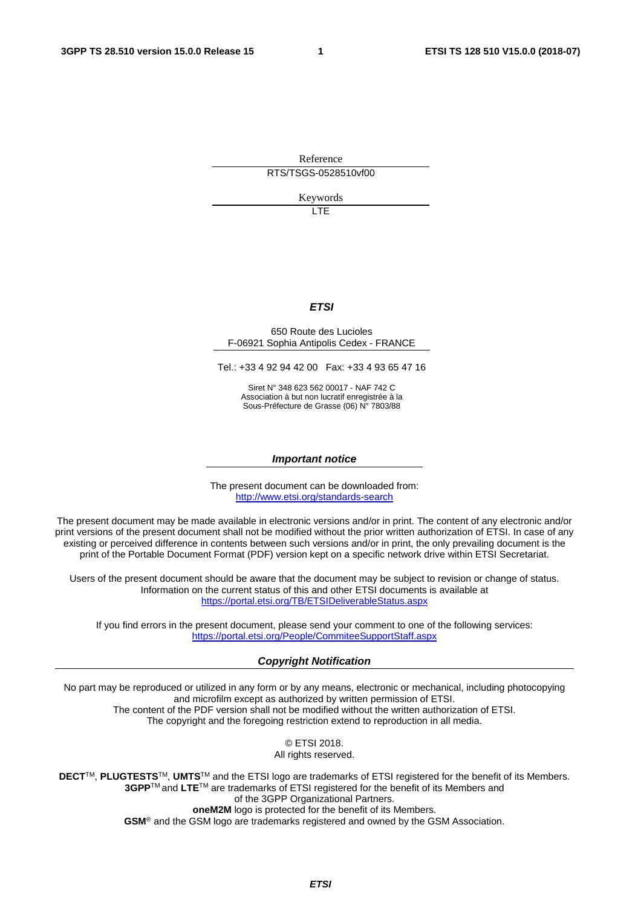Reference

RTS/TSGS-0528510vf00

Keywords

LTE

***ETSI***

650 Route des Lucioles
F-06921 Sophia Antipolis Cedex - FRANCE

Tel.: +33 4 92 94 42 00   Fax: +33 4 93 65 47 16

Siret N° 348 623 562 00017 - NAF 742 C
Association à but non lucratif enregistrée à la
Sous-Préfecture de Grasse (06) N° 7803/88

***Important notice***

The present document can be downloaded from:
http://www.etsi.org/standards-search

The present document may be made available in electronic versions and/or in print. The content of any electronic and/or print versions of the present document shall not be modified without the prior written authorization of ETSI. In case of any existing or perceived difference in contents between such versions and/or in print, the only prevailing document is the print of the Portable Document Format (PDF) version kept on a specific network drive within ETSI Secretariat.

Users of the present document should be aware that the document may be subject to revision or change of status. Information on the current status of this and other ETSI documents is available at
https://portal.etsi.org/TB/ETSIDeliverableStatus.aspx

If you find errors in the present document, please send your comment to one of the following services:
https://portal.etsi.org/People/CommiteeSupportStaff.aspx

***Copyright Notification***

No part may be reproduced or utilized in any form or by any means, electronic or mechanical, including photocopying and microfilm except as authorized by written permission of ETSI.
The content of the PDF version shall not be modified without the written authorization of ETSI.
The copyright and the foregoing restriction extend to reproduction in all media.

© ETSI 2018.
All rights reserved.

**DECT**TM, **PLUGTESTS**TM, **UMTS**TM and the ETSI logo are trademarks of ETSI registered for the benefit of its Members.
**3GPP**TM and **LTE**TM are trademarks of ETSI registered for the benefit of its Members and of the 3GPP Organizational Partners.
**oneM2M** logo is protected for the benefit of its Members.
**GSM**® and the GSM logo are trademarks registered and owned by the GSM Association.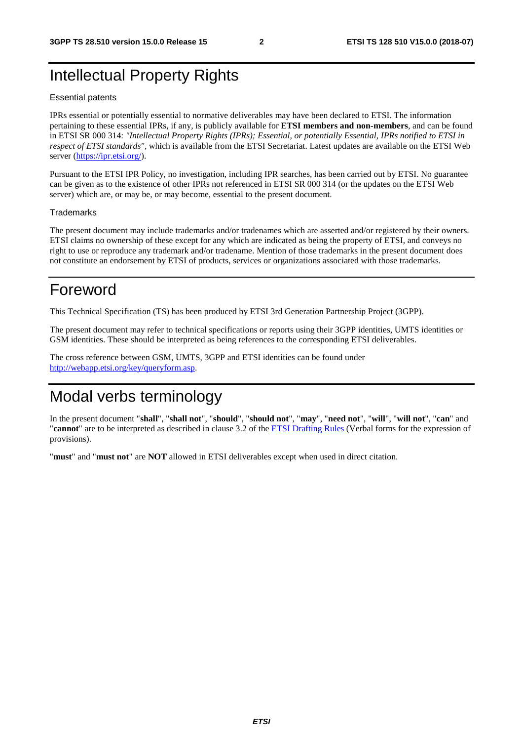# Intellectual Property Rights

Essential patents

IPRs essential or potentially essential to normative deliverables may have been declared to ETSI. The information pertaining to these essential IPRs, if any, is publicly available for **ETSI members and non-members**, and can be found in ETSI SR 000 314: *"Intellectual Property Rights (IPRs); Essential, or potentially Essential, IPRs notified to ETSI in respect of ETSI standards"*, which is available from the ETSI Secretariat. Latest updates are available on the ETSI Web server (https://ipr.etsi.org/).

Pursuant to the ETSI IPR Policy, no investigation, including IPR searches, has been carried out by ETSI. No guarantee can be given as to the existence of other IPRs not referenced in ETSI SR 000 314 (or the updates on the ETSI Web server) which are, or may be, or may become, essential to the present document.

Trademarks

The present document may include trademarks and/or tradenames which are asserted and/or registered by their owners. ETSI claims no ownership of these except for any which are indicated as being the property of ETSI, and conveys no right to use or reproduce any trademark and/or tradename. Mention of those trademarks in the present document does not constitute an endorsement by ETSI of products, services or organizations associated with those trademarks.

# Foreword

This Technical Specification (TS) has been produced by ETSI 3rd Generation Partnership Project (3GPP).

The present document may refer to technical specifications or reports using their 3GPP identities, UMTS identities or GSM identities. These should be interpreted as being references to the corresponding ETSI deliverables.

The cross reference between GSM, UMTS, 3GPP and ETSI identities can be found under http://webapp.etsi.org/key/queryform.asp.

# Modal verbs terminology

In the present document "**shall**", "**shall not**", "**should**", "**should not**", "**may**", "**need not**", "**will**", "**will not**", "**can**" and "**cannot**" are to be interpreted as described in clause 3.2 of the ETSI Drafting Rules (Verbal forms for the expression of provisions).

"**must**" and "**must not**" are **NOT** allowed in ETSI deliverables except when used in direct citation.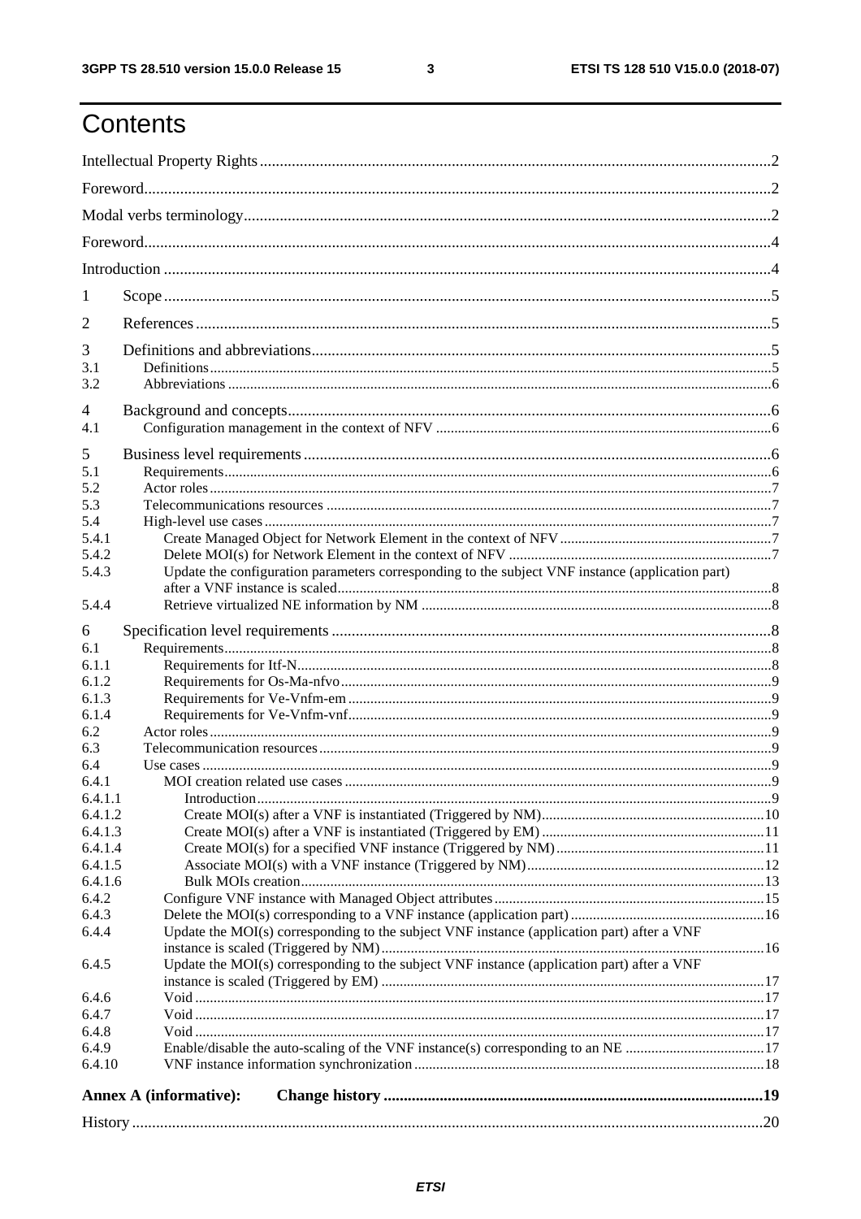# Contents

Intellectual Property Rights ..... 2

Foreword ..... 2

Modal verbs terminology ..... 2

Foreword ..... 4

Introduction ..... 4

1 Scope ..... 5

2 References ..... 5

3 Definitions and abbreviations ..... 5
- 3.1 Definitions ..... 5
- 3.2 Abbreviations ..... 6

4 Background and concepts ..... 6
- 4.1 Configuration management in the context of NFV ..... 6

5 Business level requirements ..... 6
- 5.1 Requirements ..... 6
- 5.2 Actor roles ..... 7
- 5.3 Telecommunications resources ..... 7
- 5.4 High-level use cases ..... 7
- 5.4.1 Create Managed Object for Network Element in the context of NFV ..... 7
- 5.4.2 Delete MOI(s) for Network Element in the context of NFV ..... 7
- 5.4.3 Update the configuration parameters corresponding to the subject VNF instance (application part) after a VNF instance is scaled ..... 8
- 5.4.4 Retrieve virtualized NE information by NM ..... 8

6 Specification level requirements ..... 8
- 6.1 Requirements ..... 8
- 6.1.1 Requirements for Itf-N ..... 8
- 6.1.2 Requirements for Os-Ma-nfvo ..... 9
- 6.1.3 Requirements for Ve-Vnfm-em ..... 9
- 6.1.4 Requirements for Ve-Vnfm-vnf ..... 9
- 6.2 Actor roles ..... 9
- 6.3 Telecommunication resources ..... 9
- 6.4 Use cases ..... 9
- 6.4.1 MOI creation related use cases ..... 9
- 6.4.1.1 Introduction ..... 9
- 6.4.1.2 Create MOI(s) after a VNF is instantiated (Triggered by NM) ..... 10
- 6.4.1.3 Create MOI(s) after a VNF is instantiated (Triggered by EM) ..... 11
- 6.4.1.4 Create MOI(s) for a specified VNF instance (Triggered by NM) ..... 11
- 6.4.1.5 Associate MOI(s) with a VNF instance (Triggered by NM) ..... 12
- 6.4.1.6 Bulk MOIs creation ..... 13
- 6.4.2 Configure VNF instance with Managed Object attributes ..... 15
- 6.4.3 Delete the MOI(s) corresponding to a VNF instance (application part) ..... 16
- 6.4.4 Update the MOI(s) corresponding to the subject VNF instance (application part) after a VNF instance is scaled (Triggered by NM) ..... 16
- 6.4.5 Update the MOI(s) corresponding to the subject VNF instance (application part) after a VNF instance is scaled (Triggered by EM) ..... 17
- 6.4.6 Void ..... 17
- 6.4.7 Void ..... 17
- 6.4.8 Void ..... 17
- 6.4.9 Enable/disable the auto-scaling of the VNF instance(s) corresponding to an NE ..... 17
- 6.4.10 VNF instance information synchronization ..... 18

**Annex A (informative): Change history ..... 19**

History ..... 20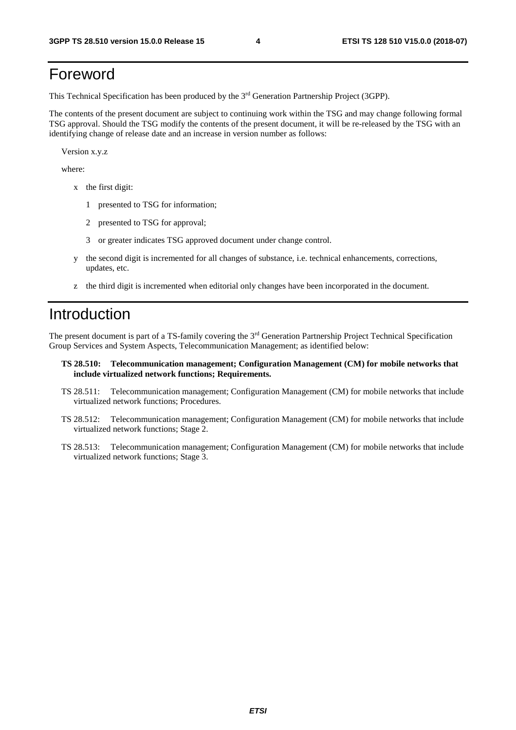# Foreword

This Technical Specification has been produced by the 3rd Generation Partnership Project (3GPP).

The contents of the present document are subject to continuing work within the TSG and may change following formal TSG approval. Should the TSG modify the contents of the present document, it will be re-released by the TSG with an identifying change of release date and an increase in version number as follows:

Version x.y.z

where:

- x the first digit:
  - 1 presented to TSG for information;
  - 2 presented to TSG for approval;
  - 3 or greater indicates TSG approved document under change control.
- y the second digit is incremented for all changes of substance, i.e. technical enhancements, corrections, updates, etc.
- z the third digit is incremented when editorial only changes have been incorporated in the document.

# Introduction

The present document is part of a TS-family covering the 3rd Generation Partnership Project Technical Specification Group Services and System Aspects, Telecommunication Management; as identified below:

**TS 28.510: Telecommunication management; Configuration Management (CM) for mobile networks that include virtualized network functions; Requirements.**

TS 28.511: Telecommunication management; Configuration Management (CM) for mobile networks that include virtualized network functions; Procedures.

TS 28.512: Telecommunication management; Configuration Management (CM) for mobile networks that include virtualized network functions; Stage 2.

TS 28.513: Telecommunication management; Configuration Management (CM) for mobile networks that include virtualized network functions; Stage 3.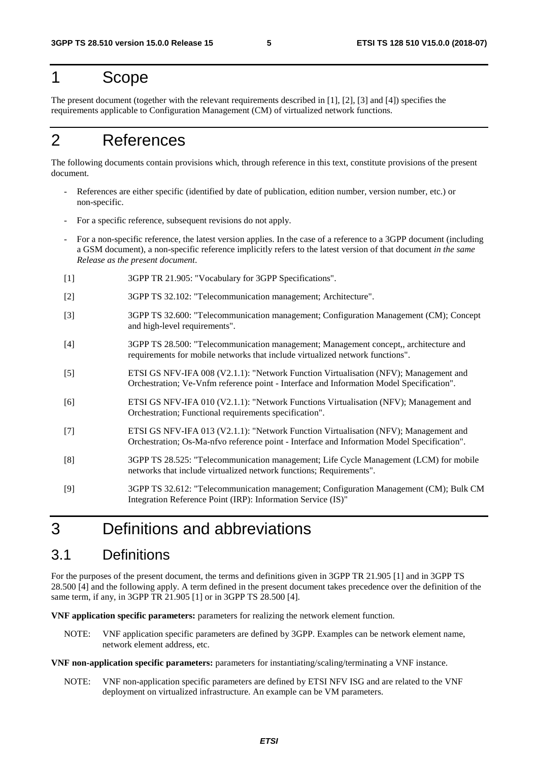# 1 Scope

The present document (together with the relevant requirements described in [1], [2], [3] and [4]) specifies the requirements applicable to Configuration Management (CM) of virtualized network functions.

# 2 References

The following documents contain provisions which, through reference in this text, constitute provisions of the present document.

- References are either specific (identified by date of publication, edition number, version number, etc.) or non-specific.
- For a specific reference, subsequent revisions do not apply.
- For a non-specific reference, the latest version applies. In the case of a reference to a 3GPP document (including a GSM document), a non-specific reference implicitly refers to the latest version of that document *in the same Release as the present document*.

[1] 3GPP TR 21.905: "Vocabulary for 3GPP Specifications".

[2] 3GPP TS 32.102: "Telecommunication management; Architecture".

[3] 3GPP TS 32.600: "Telecommunication management; Configuration Management (CM); Concept and high-level requirements".

[4] 3GPP TS 28.500: "Telecommunication management; Management concept,, architecture and requirements for mobile networks that include virtualized network functions".

[5] ETSI GS NFV-IFA 008 (V2.1.1): "Network Function Virtualisation (NFV); Management and Orchestration; Ve-Vnfm reference point - Interface and Information Model Specification".

[6] ETSI GS NFV-IFA 010 (V2.1.1): "Network Functions Virtualisation (NFV); Management and Orchestration; Functional requirements specification".

[7] ETSI GS NFV-IFA 013 (V2.1.1): "Network Function Virtualisation (NFV); Management and Orchestration; Os-Ma-nfvo reference point - Interface and Information Model Specification".

[8] 3GPP TS 28.525: "Telecommunication management; Life Cycle Management (LCM) for mobile networks that include virtualized network functions; Requirements".

[9] 3GPP TS 32.612: "Telecommunication management; Configuration Management (CM); Bulk CM Integration Reference Point (IRP): Information Service (IS)"

# 3 Definitions and abbreviations

## 3.1 Definitions

For the purposes of the present document, the terms and definitions given in 3GPP TR 21.905 [1] and in 3GPP TS 28.500 [4] and the following apply. A term defined in the present document takes precedence over the definition of the same term, if any, in 3GPP TR 21.905 [1] or in 3GPP TS 28.500 [4].

**VNF application specific parameters:** parameters for realizing the network element function.

NOTE: VNF application specific parameters are defined by 3GPP. Examples can be network element name, network element address, etc.

**VNF non-application specific parameters:** parameters for instantiating/scaling/terminating a VNF instance.

NOTE: VNF non-application specific parameters are defined by ETSI NFV ISG and are related to the VNF deployment on virtualized infrastructure. An example can be VM parameters.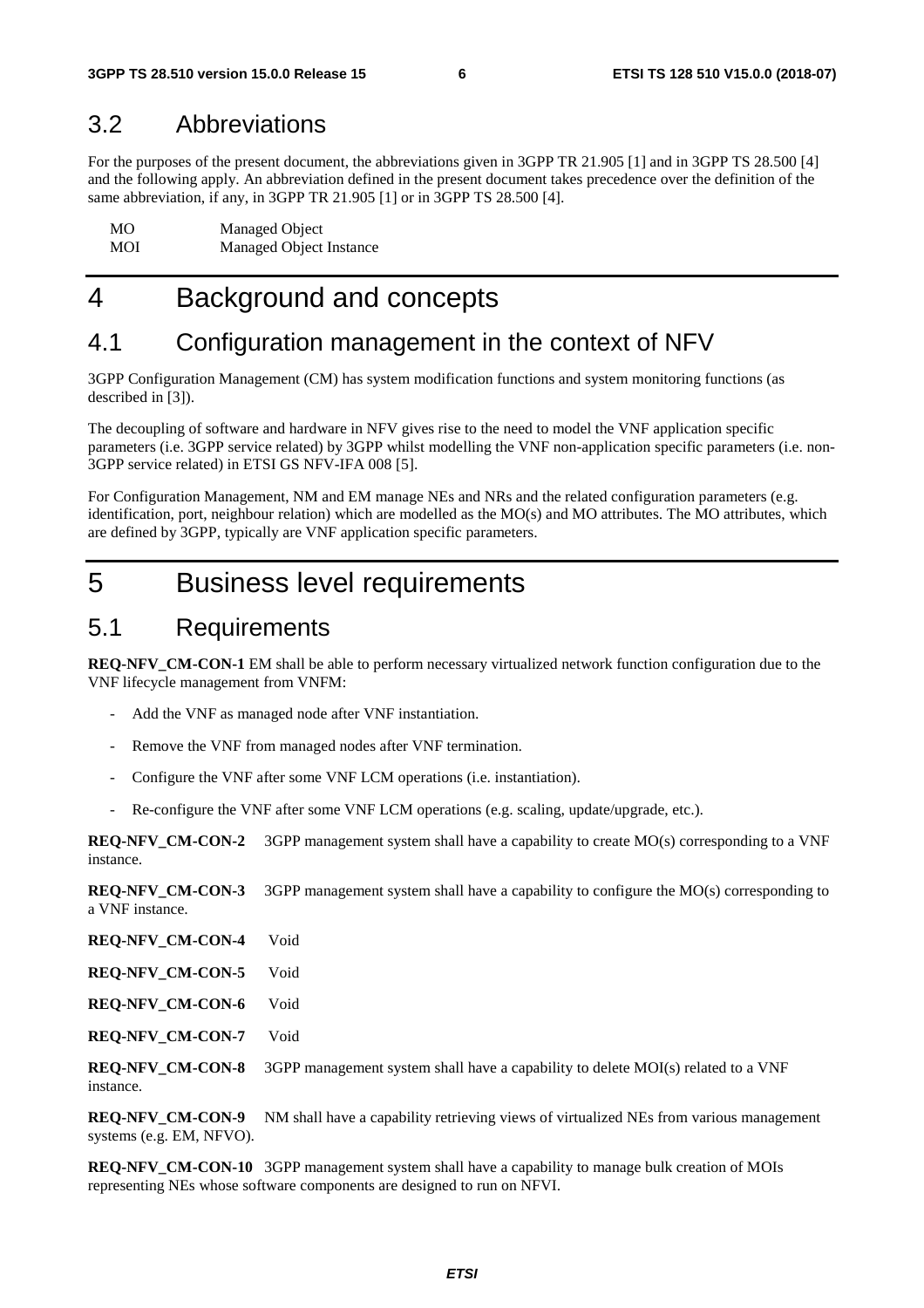## 3.2 Abbreviations

For the purposes of the present document, the abbreviations given in 3GPP TR 21.905 [1] and in 3GPP TS 28.500 [4] and the following apply. An abbreviation defined in the present document takes precedence over the definition of the same abbreviation, if any, in 3GPP TR 21.905 [1] or in 3GPP TS 28.500 [4].

| | |
|---|---|
| MO | Managed Object |
| MOI | Managed Object Instance |

# 4 Background and concepts

## 4.1 Configuration management in the context of NFV

3GPP Configuration Management (CM) has system modification functions and system monitoring functions (as described in [3]).

The decoupling of software and hardware in NFV gives rise to the need to model the VNF application specific parameters (i.e. 3GPP service related) by 3GPP whilst modelling the VNF non-application specific parameters (i.e. non-3GPP service related) in ETSI GS NFV-IFA 008 [5].

For Configuration Management, NM and EM manage NEs and NRs and the related configuration parameters (e.g. identification, port, neighbour relation) which are modelled as the MO(s) and MO attributes. The MO attributes, which are defined by 3GPP, typically are VNF application specific parameters.

# 5 Business level requirements

## 5.1 Requirements

**REQ-NFV_CM-CON-1** EM shall be able to perform necessary virtualized network function configuration due to the VNF lifecycle management from VNFM:

- Add the VNF as managed node after VNF instantiation.
- Remove the VNF from managed nodes after VNF termination.
- Configure the VNF after some VNF LCM operations (i.e. instantiation).
- Re-configure the VNF after some VNF LCM operations (e.g. scaling, update/upgrade, etc.).

**REQ-NFV_CM-CON-2** 3GPP management system shall have a capability to create MO(s) corresponding to a VNF instance.

**REQ-NFV_CM-CON-3** 3GPP management system shall have a capability to configure the MO(s) corresponding to a VNF instance.

**REQ-NFV_CM-CON-4** Void

**REQ-NFV_CM-CON-5** Void

**REQ-NFV_CM-CON-6** Void

**REQ-NFV_CM-CON-7** Void

**REQ-NFV_CM-CON-8** 3GPP management system shall have a capability to delete MOI(s) related to a VNF instance.

**REQ-NFV_CM-CON-9** NM shall have a capability retrieving views of virtualized NEs from various management systems (e.g. EM, NFVO).

**REQ-NFV_CM-CON-10** 3GPP management system shall have a capability to manage bulk creation of MOIs representing NEs whose software components are designed to run on NFVI.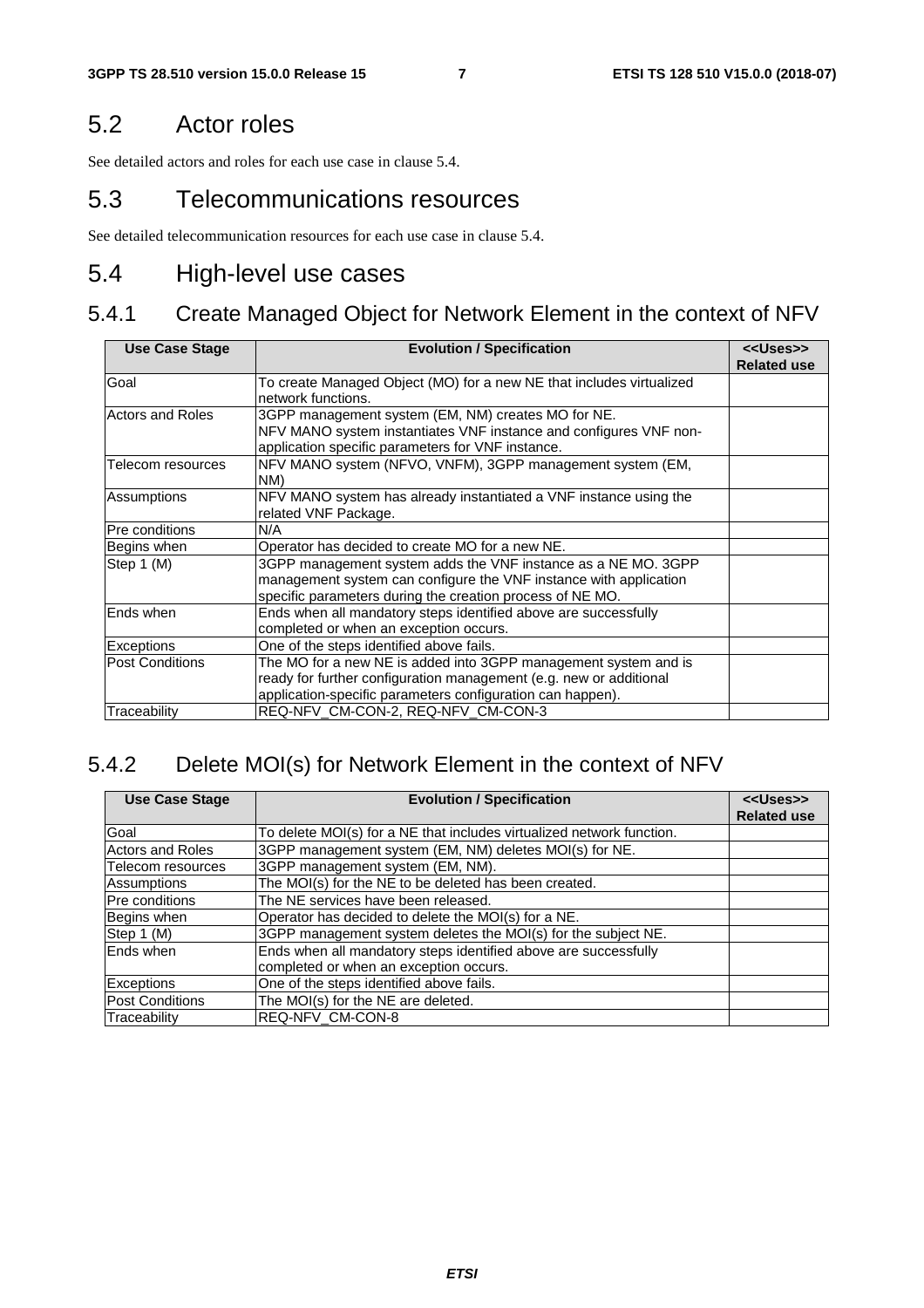## 5.2 Actor roles

See detailed actors and roles for each use case in clause 5.4.

## 5.3 Telecommunications resources

See detailed telecommunication resources for each use case in clause 5.4.

## 5.4 High-level use cases

### 5.4.1 Create Managed Object for Network Element in the context of NFV

| Use Case Stage | Evolution / Specification | <<Uses>> Related use |
| --- | --- | --- |
| Goal | To create Managed Object (MO) for a new NE that includes virtualized network functions. | |
| Actors and Roles | 3GPP management system (EM, NM) creates MO for NE.<br>NFV MANO system instantiates VNF instance and configures VNF non-application specific parameters for VNF instance. | |
| Telecom resources | NFV MANO system (NFVO, VNFM), 3GPP management system (EM, NM) | |
| Assumptions | NFV MANO system has already instantiated a VNF instance using the related VNF Package. | |
| Pre conditions | N/A | |
| Begins when | Operator has decided to create MO for a new NE. | |
| Step 1 (M) | 3GPP management system adds the VNF instance as a NE MO. 3GPP management system can configure the VNF instance with application specific parameters during the creation process of NE MO. | |
| Ends when | Ends when all mandatory steps identified above are successfully completed or when an exception occurs. | |
| Exceptions | One of the steps identified above fails. | |
| Post Conditions | The MO for a new NE is added into 3GPP management system and is ready for further configuration management (e.g. new or additional application-specific parameters configuration can happen). | |
| Traceability | REQ-NFV_CM-CON-2, REQ-NFV_CM-CON-3 | |

### 5.4.2 Delete MOI(s) for Network Element in the context of NFV

| Use Case Stage | Evolution / Specification | <<Uses>> Related use |
| --- | --- | --- |
| Goal | To delete MOI(s) for a NE that includes virtualized network function. | |
| Actors and Roles | 3GPP management system (EM, NM) deletes MOI(s) for NE. | |
| Telecom resources | 3GPP management system (EM, NM). | |
| Assumptions | The MOI(s) for the NE to be deleted has been created. | |
| Pre conditions | The NE services have been released. | |
| Begins when | Operator has decided to delete the MOI(s) for a NE. | |
| Step 1 (M) | 3GPP management system deletes the MOI(s) for the subject NE. | |
| Ends when | Ends when all mandatory steps identified above are successfully completed or when an exception occurs. | |
| Exceptions | One of the steps identified above fails. | |
| Post Conditions | The MOI(s) for the NE are deleted. | |
| Traceability | REQ-NFV_CM-CON-8 | |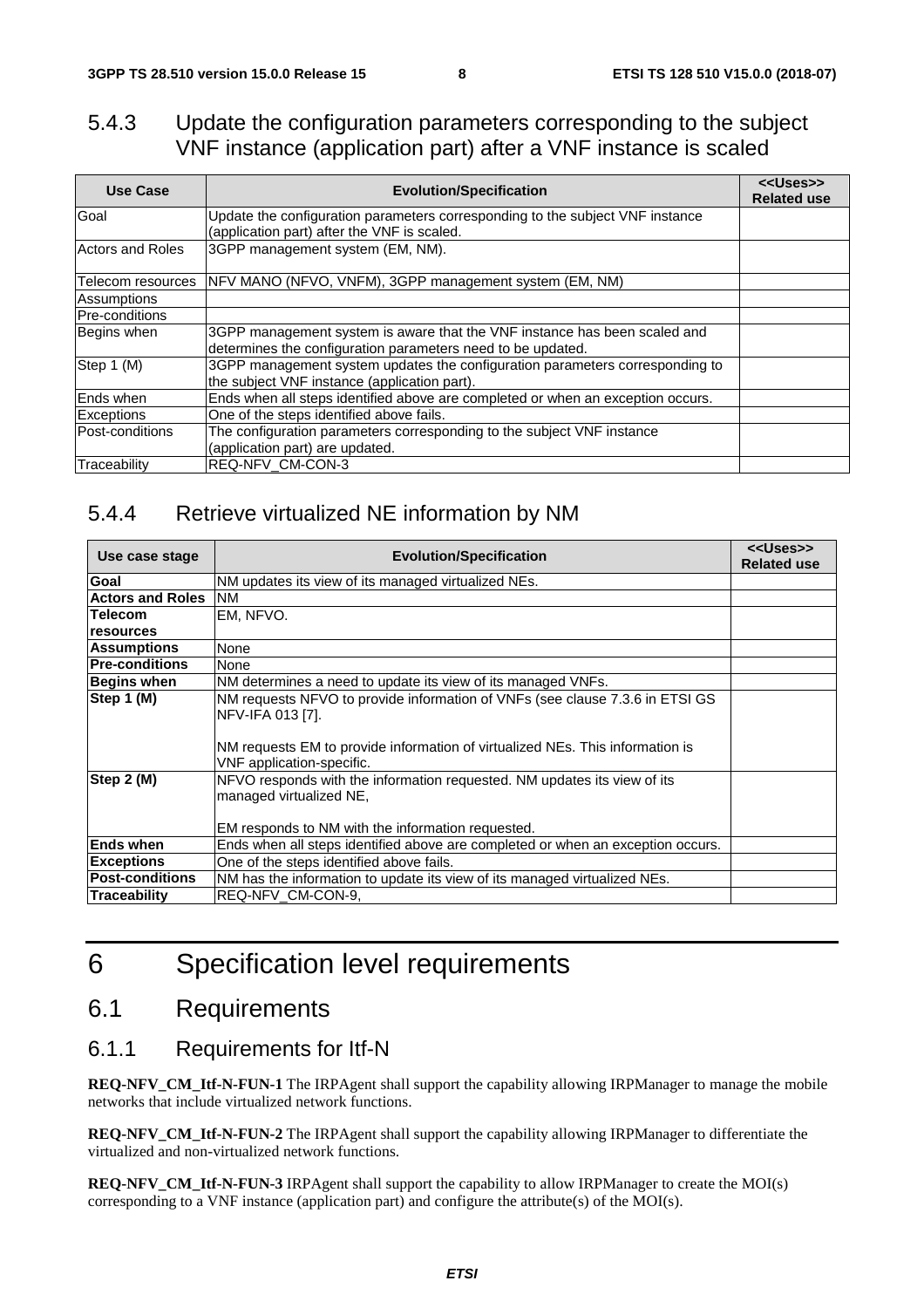### 5.4.3 Update the configuration parameters corresponding to the subject VNF instance (application part) after a VNF instance is scaled

| Use Case | Evolution/Specification | <<Uses>> Related use |
|---|---|---|
| Goal | Update the configuration parameters corresponding to the subject VNF instance (application part) after the VNF is scaled. | |
| Actors and Roles | 3GPP management system (EM, NM). | |
| Telecom resources | NFV MANO (NFVO, VNFM), 3GPP management system (EM, NM) | |
| Assumptions | | |
| Pre-conditions | | |
| Begins when | 3GPP management system is aware that the VNF instance has been scaled and determines the configuration parameters need to be updated. | |
| Step 1 (M) | 3GPP management system updates the configuration parameters corresponding to the subject VNF instance (application part). | |
| Ends when | Ends when all steps identified above are completed or when an exception occurs. | |
| Exceptions | One of the steps identified above fails. | |
| Post-conditions | The configuration parameters corresponding to the subject VNF instance (application part) are updated. | |
| Traceability | REQ-NFV_CM-CON-3 | |

### 5.4.4 Retrieve virtualized NE information by NM

| Use case stage | Evolution/Specification | <<Uses>> Related use |
|---|---|---|
| **Goal** | NM updates its view of its managed virtualized NEs. | |
| **Actors and Roles** | NM | |
| **Telecom resources** | EM, NFVO. | |
| **Assumptions** | None | |
| **Pre-conditions** | None | |
| **Begins when** | NM determines a need to update its view of its managed VNFs. | |
| **Step 1 (M)** | NM requests NFVO to provide information of VNFs (see clause 7.3.6 in ETSI GS NFV-IFA 013 [7].<br><br>NM requests EM to provide information of virtualized NEs. This information is VNF application-specific. | |
| **Step 2 (M)** | NFVO responds with the information requested. NM updates its view of its managed virtualized NE,<br><br>EM responds to NM with the information requested. | |
| **Ends when** | Ends when all steps identified above are completed or when an exception occurs. | |
| **Exceptions** | One of the steps identified above fails. | |
| **Post-conditions** | NM has the information to update its view of its managed virtualized NEs. | |
| **Traceability** | REQ-NFV_CM-CON-9, | |

# 6 Specification level requirements

## 6.1 Requirements

### 6.1.1 Requirements for Itf-N

**REQ-NFV_CM_Itf-N-FUN-1** The IRPAgent shall support the capability allowing IRPManager to manage the mobile networks that include virtualized network functions.

**REQ-NFV_CM_Itf-N-FUN-2** The IRPAgent shall support the capability allowing IRPManager to differentiate the virtualized and non-virtualized network functions.

**REQ-NFV_CM_Itf-N-FUN-3** IRPAgent shall support the capability to allow IRPManager to create the MOI(s) corresponding to a VNF instance (application part) and configure the attribute(s) of the MOI(s).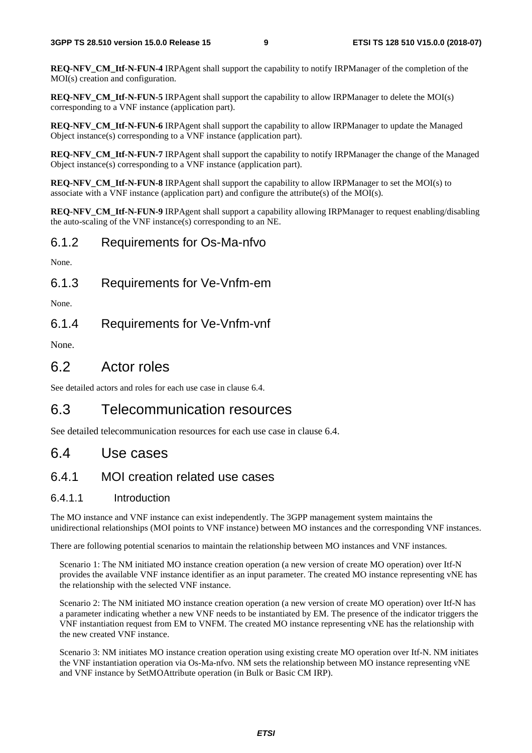**REQ-NFV_CM_Itf-N-FUN-4** IRPAgent shall support the capability to notify IRPManager of the completion of the MOI(s) creation and configuration.

**REQ-NFV_CM_Itf-N-FUN-5** IRPAgent shall support the capability to allow IRPManager to delete the MOI(s) corresponding to a VNF instance (application part).

**REQ-NFV_CM_Itf-N-FUN-6** IRPAgent shall support the capability to allow IRPManager to update the Managed Object instance(s) corresponding to a VNF instance (application part).

**REQ-NFV_CM_Itf-N-FUN-7** IRPAgent shall support the capability to notify IRPManager the change of the Managed Object instance(s) corresponding to a VNF instance (application part).

**REQ-NFV_CM_Itf-N-FUN-8** IRPAgent shall support the capability to allow IRPManager to set the MOI(s) to associate with a VNF instance (application part) and configure the attribute(s) of the MOI(s).

**REQ-NFV_CM_Itf-N-FUN-9** IRPAgent shall support a capability allowing IRPManager to request enabling/disabling the auto-scaling of the VNF instance(s) corresponding to an NE.

### 6.1.2 Requirements for Os-Ma-nfvo

None.

### 6.1.3 Requirements for Ve-Vnfm-em

None.

### 6.1.4 Requirements for Ve-Vnfm-vnf

None.

## 6.2 Actor roles

See detailed actors and roles for each use case in clause 6.4.

## 6.3 Telecommunication resources

See detailed telecommunication resources for each use case in clause 6.4.

## 6.4 Use cases

### 6.4.1 MOI creation related use cases

#### 6.4.1.1 Introduction

The MO instance and VNF instance can exist independently. The 3GPP management system maintains the unidirectional relationships (MOI points to VNF instance) between MO instances and the corresponding VNF instances.

There are following potential scenarios to maintain the relationship between MO instances and VNF instances.

Scenario 1: The NM initiated MO instance creation operation (a new version of create MO operation) over Itf-N provides the available VNF instance identifier as an input parameter. The created MO instance representing vNE has the relationship with the selected VNF instance.

Scenario 2: The NM initiated MO instance creation operation (a new version of create MO operation) over Itf-N has a parameter indicating whether a new VNF needs to be instantiated by EM. The presence of the indicator triggers the VNF instantiation request from EM to VNFM. The created MO instance representing vNE has the relationship with the new created VNF instance.

Scenario 3: NM initiates MO instance creation operation using existing create MO operation over Itf-N. NM initiates the VNF instantiation operation via Os-Ma-nfvo. NM sets the relationship between MO instance representing vNE and VNF instance by SetMOAttribute operation (in Bulk or Basic CM IRP).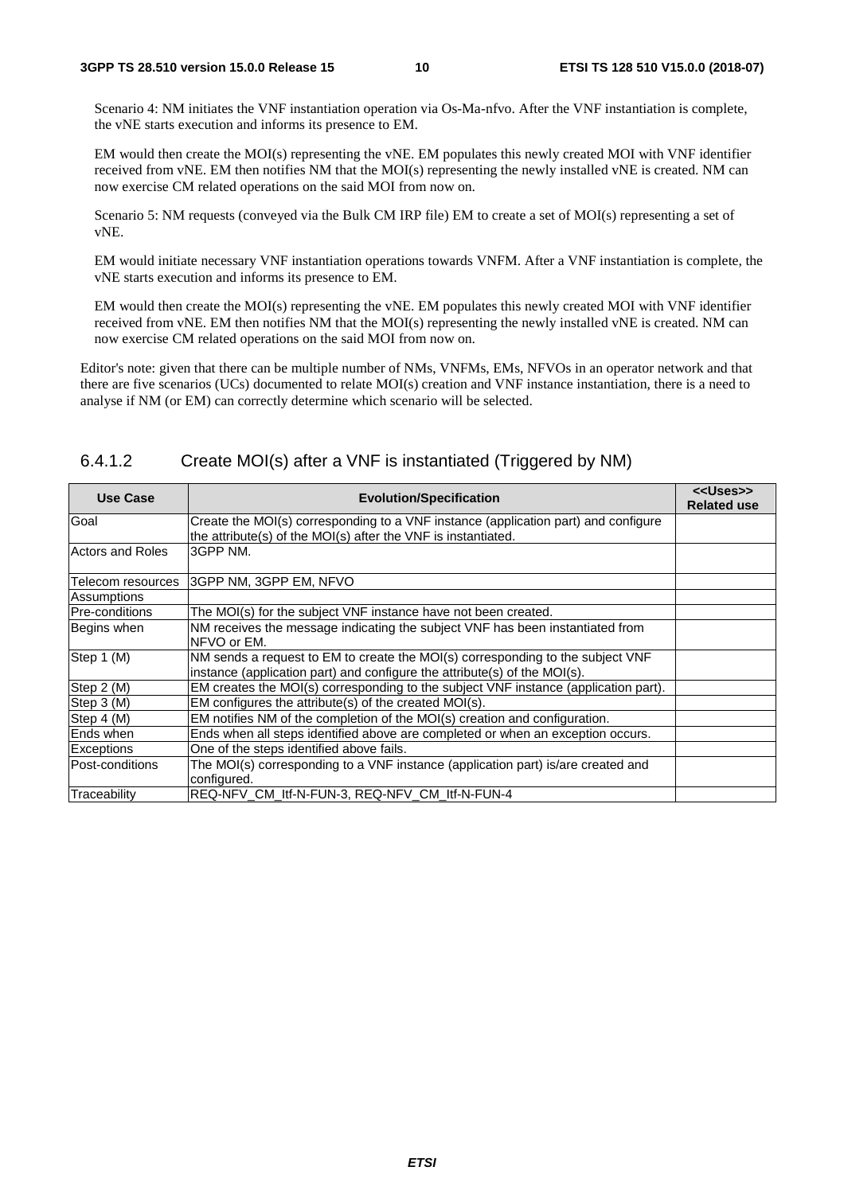Scenario 4: NM initiates the VNF instantiation operation via Os-Ma-nfvo. After the VNF instantiation is complete, the vNE starts execution and informs its presence to EM.

EM would then create the MOI(s) representing the vNE. EM populates this newly created MOI with VNF identifier received from vNE. EM then notifies NM that the MOI(s) representing the newly installed vNE is created. NM can now exercise CM related operations on the said MOI from now on.

Scenario 5: NM requests (conveyed via the Bulk CM IRP file) EM to create a set of MOI(s) representing a set of vNE.

EM would initiate necessary VNF instantiation operations towards VNFM. After a VNF instantiation is complete, the vNE starts execution and informs its presence to EM.

EM would then create the MOI(s) representing the vNE. EM populates this newly created MOI with VNF identifier received from vNE. EM then notifies NM that the MOI(s) representing the newly installed vNE is created. NM can now exercise CM related operations on the said MOI from now on.

Editor's note: given that there can be multiple number of NMs, VNFMs, EMs, NFVOs in an operator network and that there are five scenarios (UCs) documented to relate MOI(s) creation and VNF instance instantiation, there is a need to analyse if NM (or EM) can correctly determine which scenario will be selected.

#### 6.4.1.2 Create MOI(s) after a VNF is instantiated (Triggered by NM)

| Use Case | Evolution/Specification | <<Uses>> Related use |
|---|---|---|
| Goal | Create the MOI(s) corresponding to a VNF instance (application part) and configure the attribute(s) of the MOI(s) after the VNF is instantiated. | |
| Actors and Roles | 3GPP NM. | |
| Telecom resources | 3GPP NM, 3GPP EM, NFVO | |
| Assumptions | | |
| Pre-conditions | The MOI(s) for the subject VNF instance have not been created. | |
| Begins when | NM receives the message indicating the subject VNF has been instantiated from NFVO or EM. | |
| Step 1 (M) | NM sends a request to EM to create the MOI(s) corresponding to the subject VNF instance (application part) and configure the attribute(s) of the MOI(s). | |
| Step 2 (M) | EM creates the MOI(s) corresponding to the subject VNF instance (application part). | |
| Step 3 (M) | EM configures the attribute(s) of the created MOI(s). | |
| Step 4 (M) | EM notifies NM of the completion of the MOI(s) creation and configuration. | |
| Ends when | Ends when all steps identified above are completed or when an exception occurs. | |
| Exceptions | One of the steps identified above fails. | |
| Post-conditions | The MOI(s) corresponding to a VNF instance (application part) is/are created and configured. | |
| Traceability | REQ-NFV_CM_Itf-N-FUN-3, REQ-NFV_CM_Itf-N-FUN-4 | |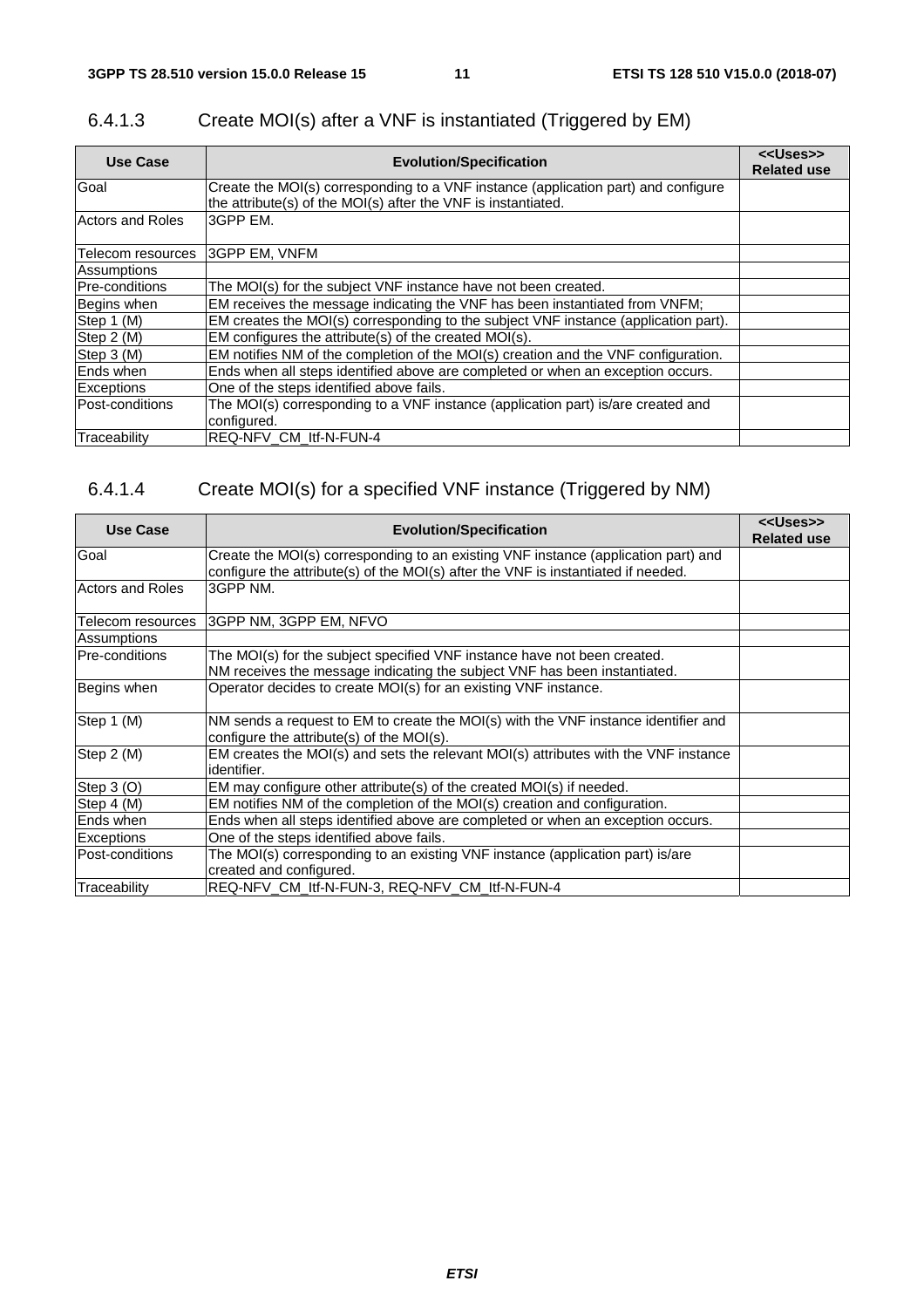#### 6.4.1.3 Create MOI(s) after a VNF is instantiated (Triggered by EM)

| Use Case | Evolution/Specification | <<Uses>> Related use |
|---|---|---|
| Goal | Create the MOI(s) corresponding to a VNF instance (application part) and configure the attribute(s) of the MOI(s) after the VNF is instantiated. | |
| Actors and Roles | 3GPP EM. | |
| Telecom resources | 3GPP EM, VNFM | |
| Assumptions | | |
| Pre-conditions | The MOI(s) for the subject VNF instance have not been created. | |
| Begins when | EM receives the message indicating the VNF has been instantiated from VNFM; | |
| Step 1 (M) | EM creates the MOI(s) corresponding to the subject VNF instance (application part). | |
| Step 2 (M) | EM configures the attribute(s) of the created MOI(s). | |
| Step 3 (M) | EM notifies NM of the completion of the MOI(s) creation and the VNF configuration. | |
| Ends when | Ends when all steps identified above are completed or when an exception occurs. | |
| Exceptions | One of the steps identified above fails. | |
| Post-conditions | The MOI(s) corresponding to a VNF instance (application part) is/are created and configured. | |
| Traceability | REQ-NFV_CM_Itf-N-FUN-4 | |

#### 6.4.1.4 Create MOI(s) for a specified VNF instance (Triggered by NM)

| Use Case | Evolution/Specification | <<Uses>> Related use |
|---|---|---|
| Goal | Create the MOI(s) corresponding to an existing VNF instance (application part) and configure the attribute(s) of the MOI(s) after the VNF is instantiated if needed. | |
| Actors and Roles | 3GPP NM. | |
| Telecom resources | 3GPP NM, 3GPP EM, NFVO | |
| Assumptions | | |
| Pre-conditions | The MOI(s) for the subject specified VNF instance have not been created.<br>NM receives the message indicating the subject VNF has been instantiated. | |
| Begins when | Operator decides to create MOI(s) for an existing VNF instance. | |
| Step 1 (M) | NM sends a request to EM to create the MOI(s) with the VNF instance identifier and configure the attribute(s) of the MOI(s). | |
| Step 2 (M) | EM creates the MOI(s) and sets the relevant MOI(s) attributes with the VNF instance identifier. | |
| Step 3 (O) | EM may configure other attribute(s) of the created MOI(s) if needed. | |
| Step 4 (M) | EM notifies NM of the completion of the MOI(s) creation and configuration. | |
| Ends when | Ends when all steps identified above are completed or when an exception occurs. | |
| Exceptions | One of the steps identified above fails. | |
| Post-conditions | The MOI(s) corresponding to an existing VNF instance (application part) is/are created and configured. | |
| Traceability | REQ-NFV_CM_Itf-N-FUN-3, REQ-NFV_CM_Itf-N-FUN-4 | |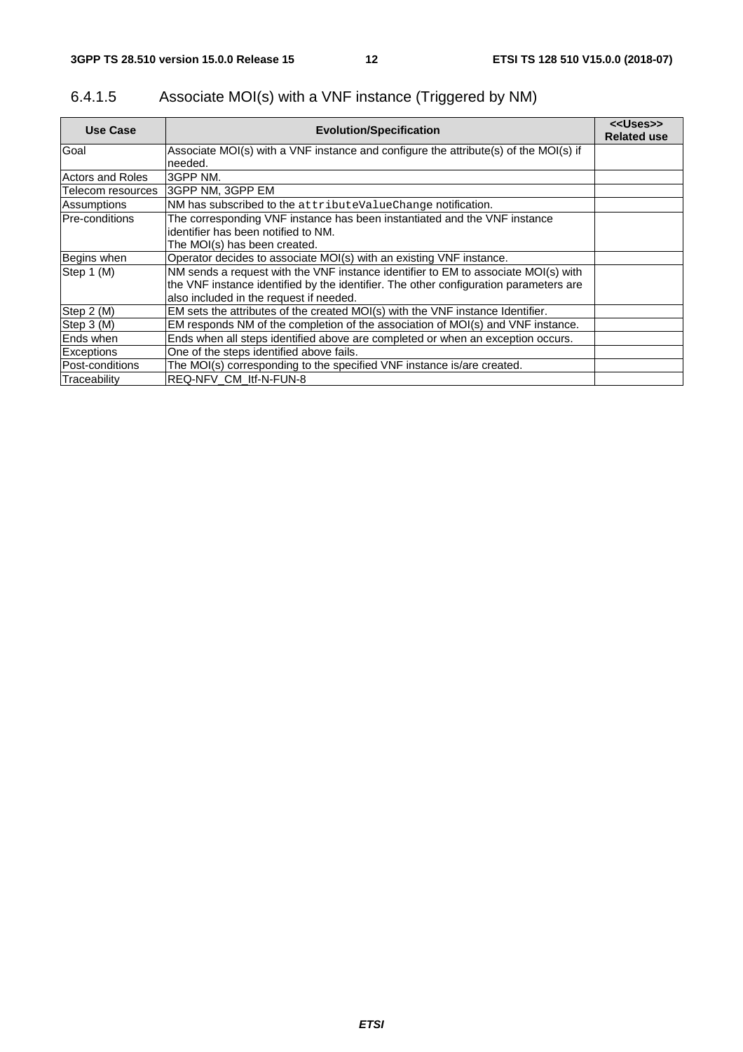### 6.4.1.5 Associate MOI(s) with a VNF instance (Triggered by NM)

| Use Case | Evolution/Specification | <<Uses>> Related use |
|---|---|---|
| Goal | Associate MOI(s) with a VNF instance and configure the attribute(s) of the MOI(s) if needed. | |
| Actors and Roles | 3GPP NM. | |
| Telecom resources | 3GPP NM, 3GPP EM | |
| Assumptions | NM has subscribed to the `attributeValueChange` notification. | |
| Pre-conditions | The corresponding VNF instance has been instantiated and the VNF instance identifier has been notified to NM.<br>The MOI(s) has been created. | |
| Begins when | Operator decides to associate MOI(s) with an existing VNF instance. | |
| Step 1 (M) | NM sends a request with the VNF instance identifier to EM to associate MOI(s) with the VNF instance identified by the identifier. The other configuration parameters are also included in the request if needed. | |
| Step 2 (M) | EM sets the attributes of the created MOI(s) with the VNF instance Identifier. | |
| Step 3 (M) | EM responds NM of the completion of the association of MOI(s) and VNF instance. | |
| Ends when | Ends when all steps identified above are completed or when an exception occurs. | |
| Exceptions | One of the steps identified above fails. | |
| Post-conditions | The MOI(s) corresponding to the specified VNF instance is/are created. | |
| Traceability | REQ-NFV_CM_Itf-N-FUN-8 | |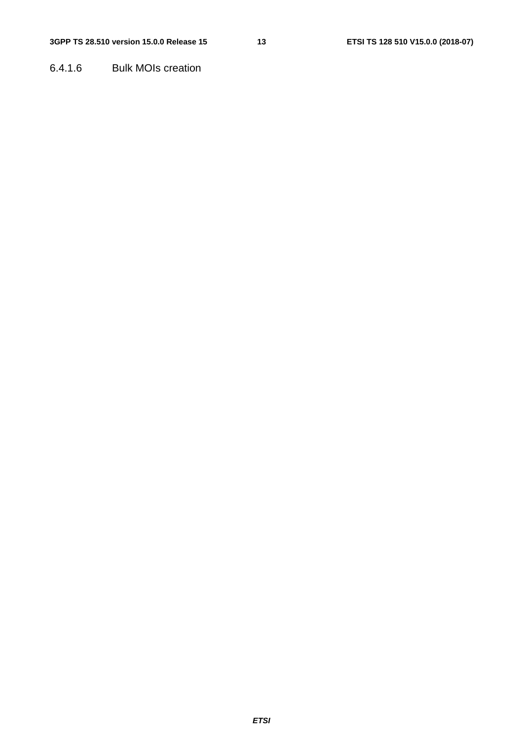#### 6.4.1.6 Bulk MOIs creation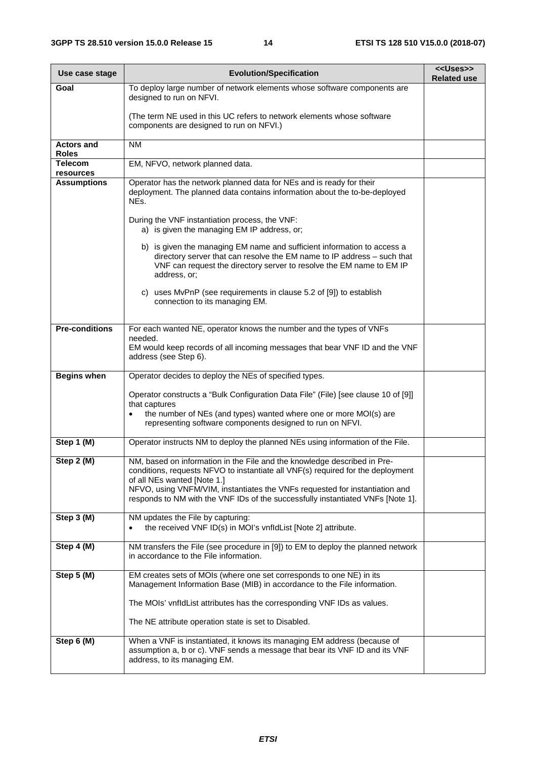| Use case stage | Evolution/Specification | <<Uses>> Related use |
|---|---|---|
| **Goal** | To deploy large number of network elements whose software components are designed to run on NFVI.<br><br>(The term NE used in this UC refers to network elements whose software components are designed to run on NFVI.) | |
| **Actors and Roles** | NM | |
| **Telecom resources** | EM, NFVO, network planned data. | |
| **Assumptions** | Operator has the network planned data for NEs and is ready for their deployment. The planned data contains information about the to-be-deployed NEs.<br><br>During the VNF instantiation process, the VNF:<br>a) is given the managing EM IP address, or;<br><br>b) is given the managing EM name and sufficient information to access a directory server that can resolve the EM name to IP address – such that VNF can request the directory server to resolve the EM name to EM IP address, or;<br><br>c) uses MvPnP (see requirements in clause 5.2 of [9]) to establish connection to its managing EM. | |
| **Pre-conditions** | For each wanted NE, operator knows the number and the types of VNFs needed.<br>EM would keep records of all incoming messages that bear VNF ID and the VNF address (see Step 6). | |
| **Begins when** | Operator decides to deploy the NEs of specified types.<br><br>Operator constructs a "Bulk Configuration Data File" (File) [see clause 10 of [9]] that captures<br>• the number of NEs (and types) wanted where one or more MOI(s) are representing software components designed to run on NFVI. | |
| **Step 1 (M)** | Operator instructs NM to deploy the planned NEs using information of the File. | |
| **Step 2 (M)** | NM, based on information in the File and the knowledge described in Pre-conditions, requests NFVO to instantiate all VNF(s) required for the deployment of all NEs wanted [Note 1.]<br>NFVO, using VNFM/VIM, instantiates the VNFs requested for instantiation and responds to NM with the VNF IDs of the successfully instantiated VNFs [Note 1]. | |
| **Step 3 (M)** | NM updates the File by capturing:<br>• the received VNF ID(s) in MOI's vnfIdList [Note 2] attribute. | |
| **Step 4 (M)** | NM transfers the File (see procedure in [9]) to EM to deploy the planned network in accordance to the File information. | |
| **Step 5 (M)** | EM creates sets of MOIs (where one set corresponds to one NE) in its Management Information Base (MIB) in accordance to the File information.<br><br>The MOIs' vnfIdList attributes has the corresponding VNF IDs as values.<br><br>The NE attribute operation state is set to Disabled. | |
| **Step 6 (M)** | When a VNF is instantiated, it knows its managing EM address (because of assumption a, b or c). VNF sends a message that bear its VNF ID and its VNF address, to its managing EM. | |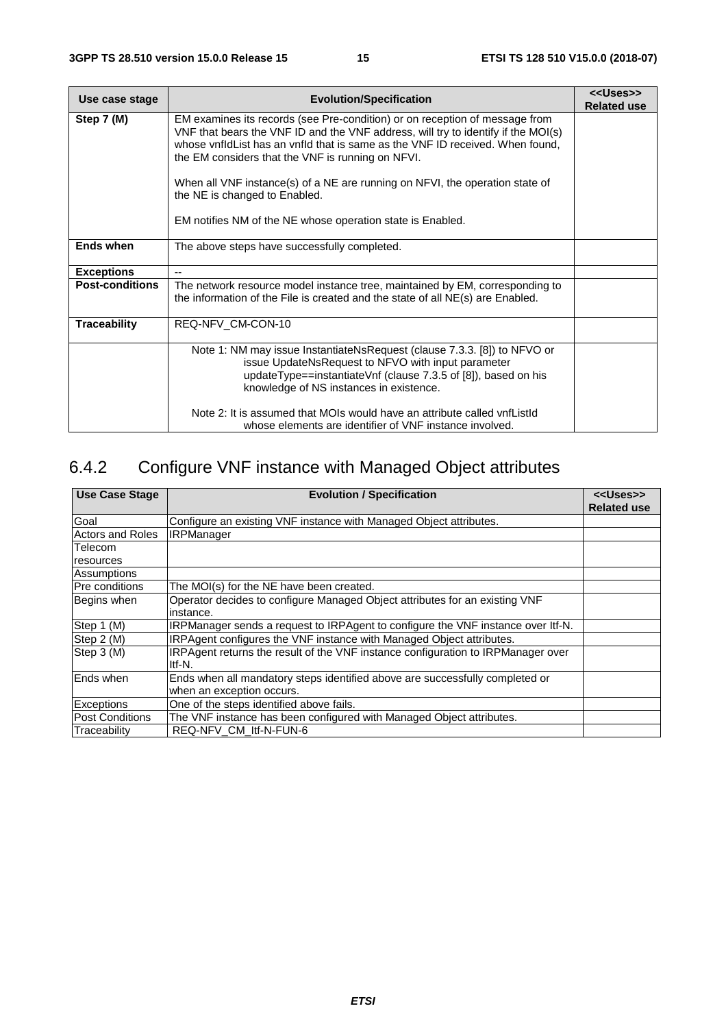| Use case stage | Evolution/Specification | <<Uses>> Related use |
|---|---|---|
| **Step 7 (M)** | EM examines its records (see Pre-condition) or on reception of message from VNF that bears the VNF ID and the VNF address, will try to identify if the MOI(s) whose vnfIdList has an vnfId that is same as the VNF ID received. When found, the EM considers that the VNF is running on NFVI.<br><br>When all VNF instance(s) of a NE are running on NFVI, the operation state of the NE is changed to Enabled.<br><br>EM notifies NM of the NE whose operation state is Enabled. | |
| **Ends when** | The above steps have successfully completed. | |
| **Exceptions** | -- | |
| **Post-conditions** | The network resource model instance tree, maintained by EM, corresponding to the information of the File is created and the state of all NE(s) are Enabled. | |
| **Traceability** | REQ-NFV_CM-CON-10 | |
| | Note 1: NM may issue InstantiateNsRequest (clause 7.3.3. [8]) to NFVO or issue UpdateNsRequest to NFVO with input parameter updateType==instantiateVnf (clause 7.3.5 of [8]), based on his knowledge of NS instances in existence.<br><br>Note 2: It is assumed that MOIs would have an attribute called vnfListId whose elements are identifier of VNF instance involved. | |

## 6.4.2 Configure VNF instance with Managed Object attributes

| Use Case Stage | Evolution / Specification | <<Uses>> Related use |
|---|---|---|
| Goal | Configure an existing VNF instance with Managed Object attributes. | |
| Actors and Roles | IRPManager | |
| Telecom resources | | |
| Assumptions | | |
| Pre conditions | The MOI(s) for the NE have been created. | |
| Begins when | Operator decides to configure Managed Object attributes for an existing VNF instance. | |
| Step 1 (M) | IRPManager sends a request to IRPAgent to configure the VNF instance over Itf-N. | |
| Step 2 (M) | IRPAgent configures the VNF instance with Managed Object attributes. | |
| Step 3 (M) | IRPAgent returns the result of the VNF instance configuration to IRPManager over Itf-N. | |
| Ends when | Ends when all mandatory steps identified above are successfully completed or when an exception occurs. | |
| Exceptions | One of the steps identified above fails. | |
| Post Conditions | The VNF instance has been configured with Managed Object attributes. | |
| Traceability | REQ-NFV_CM_Itf-N-FUN-6 | |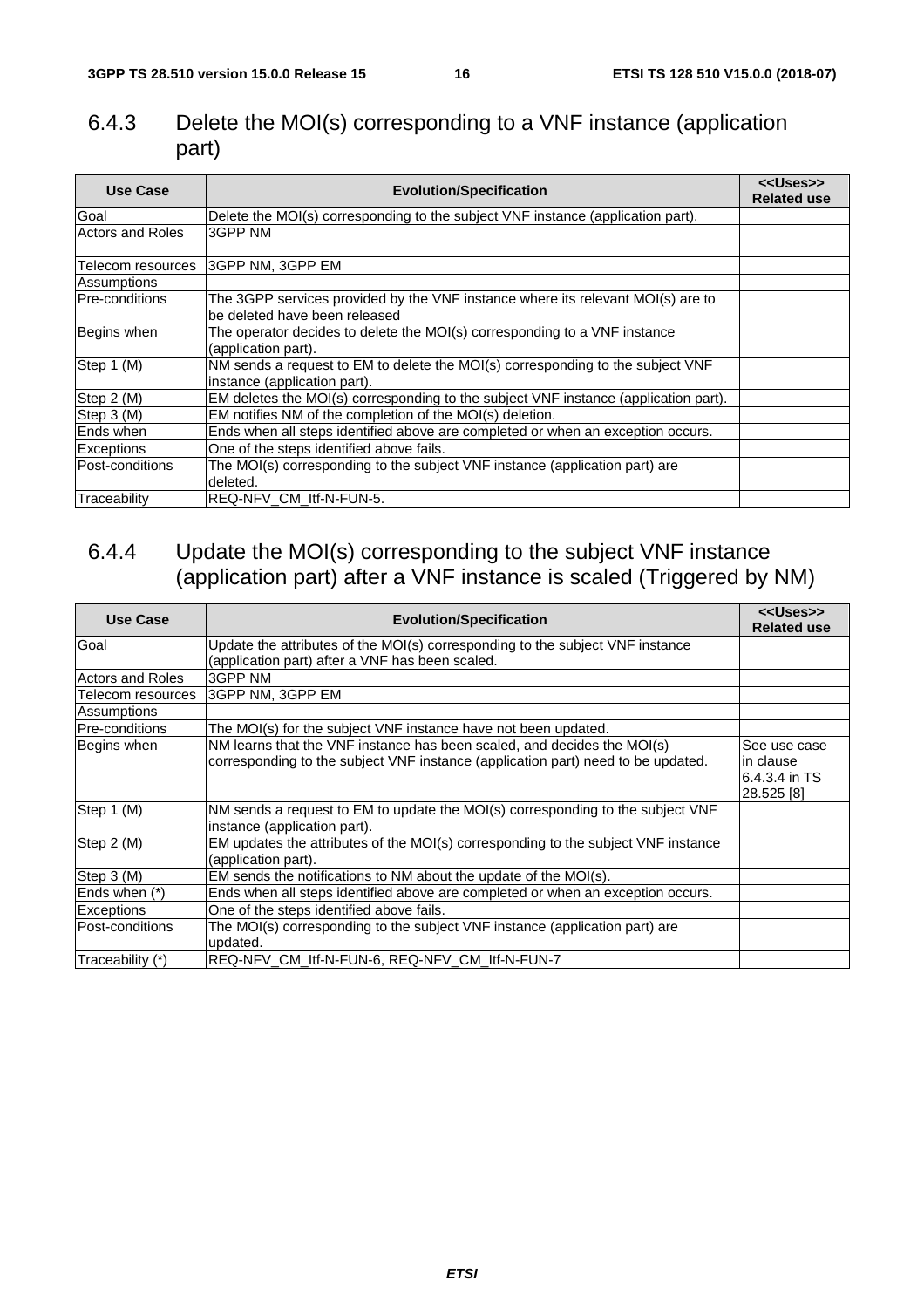### 6.4.3 Delete the MOI(s) corresponding to a VNF instance (application part)

| Use Case | Evolution/Specification | <<Uses>> Related use |
|---|---|---|
| Goal | Delete the MOI(s) corresponding to the subject VNF instance (application part). | |
| Actors and Roles | 3GPP NM | |
| Telecom resources | 3GPP NM, 3GPP EM | |
| Assumptions | | |
| Pre-conditions | The 3GPP services provided by the VNF instance where its relevant MOI(s) are to be deleted have been released | |
| Begins when | The operator decides to delete the MOI(s) corresponding to a VNF instance (application part). | |
| Step 1 (M) | NM sends a request to EM to delete the MOI(s) corresponding to the subject VNF instance (application part). | |
| Step 2 (M) | EM deletes the MOI(s) corresponding to the subject VNF instance (application part). | |
| Step 3 (M) | EM notifies NM of the completion of the MOI(s) deletion. | |
| Ends when | Ends when all steps identified above are completed or when an exception occurs. | |
| Exceptions | One of the steps identified above fails. | |
| Post-conditions | The MOI(s) corresponding to the subject VNF instance (application part) are deleted. | |
| Traceability | REQ-NFV_CM_Itf-N-FUN-5. | |

### 6.4.4 Update the MOI(s) corresponding to the subject VNF instance (application part) after a VNF instance is scaled (Triggered by NM)

| Use Case | Evolution/Specification | <<Uses>> Related use |
|---|---|---|
| Goal | Update the attributes of the MOI(s) corresponding to the subject VNF instance (application part) after a VNF has been scaled. | |
| Actors and Roles | 3GPP NM | |
| Telecom resources | 3GPP NM, 3GPP EM | |
| Assumptions | | |
| Pre-conditions | The MOI(s) for the subject VNF instance have not been updated. | |
| Begins when | NM learns that the VNF instance has been scaled, and decides the MOI(s) corresponding to the subject VNF instance (application part) need to be updated. | See use case in clause 6.4.3.4 in TS 28.525 [8] |
| Step 1 (M) | NM sends a request to EM to update the MOI(s) corresponding to the subject VNF instance (application part). | |
| Step 2 (M) | EM updates the attributes of the MOI(s) corresponding to the subject VNF instance (application part). | |
| Step 3 (M) | EM sends the notifications to NM about the update of the MOI(s). | |
| Ends when (*) | Ends when all steps identified above are completed or when an exception occurs. | |
| Exceptions | One of the steps identified above fails. | |
| Post-conditions | The MOI(s) corresponding to the subject VNF instance (application part) are updated. | |
| Traceability (*) | REQ-NFV_CM_Itf-N-FUN-6, REQ-NFV_CM_Itf-N-FUN-7 | |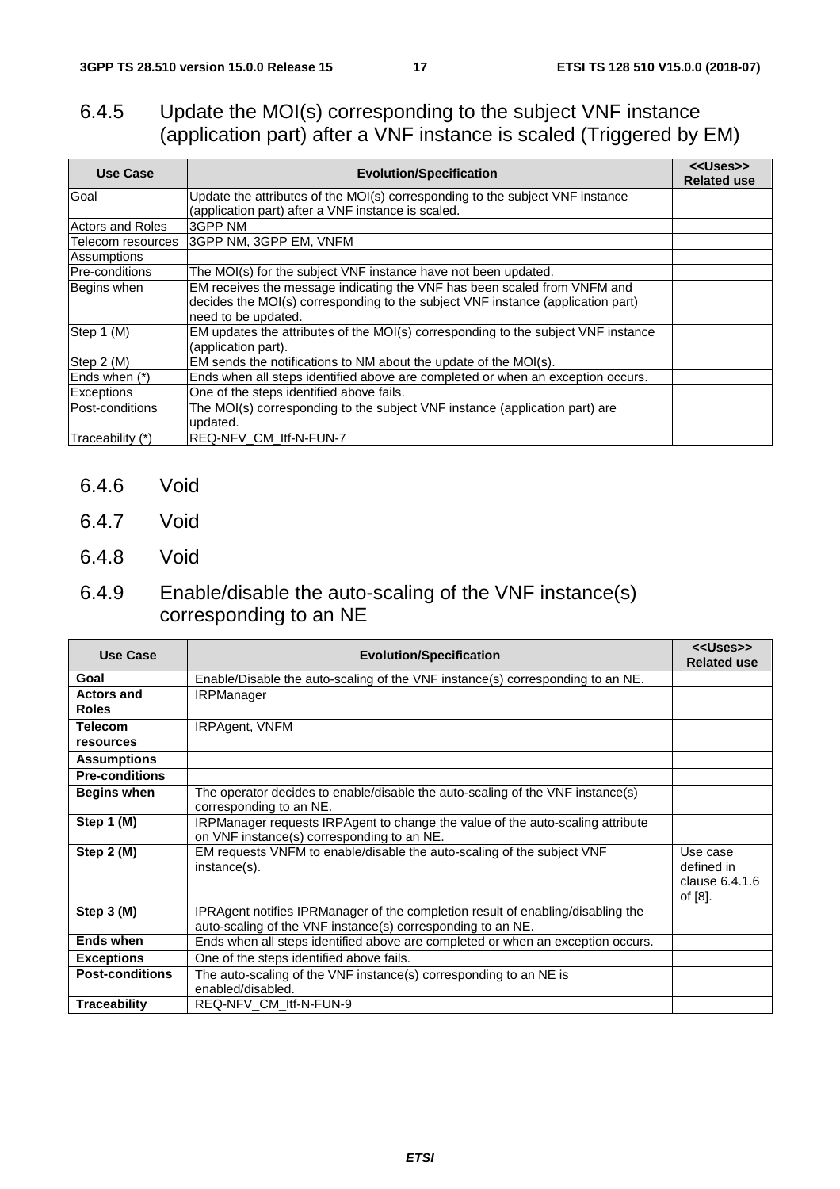### 6.4.5 Update the MOI(s) corresponding to the subject VNF instance (application part) after a VNF instance is scaled (Triggered by EM)

| Use Case | Evolution/Specification | <<Uses>> Related use |
|---|---|---|
| Goal | Update the attributes of the MOI(s) corresponding to the subject VNF instance (application part) after a VNF instance is scaled. | |
| Actors and Roles | 3GPP NM | |
| Telecom resources | 3GPP NM, 3GPP EM, VNFM | |
| Assumptions | | |
| Pre-conditions | The MOI(s) for the subject VNF instance have not been updated. | |
| Begins when | EM receives the message indicating the VNF has been scaled from VNFM and decides the MOI(s) corresponding to the subject VNF instance (application part) need to be updated. | |
| Step 1 (M) | EM updates the attributes of the MOI(s) corresponding to the subject VNF instance (application part). | |
| Step 2 (M) | EM sends the notifications to NM about the update of the MOI(s). | |
| Ends when (*) | Ends when all steps identified above are completed or when an exception occurs. | |
| Exceptions | One of the steps identified above fails. | |
| Post-conditions | The MOI(s) corresponding to the subject VNF instance (application part) are updated. | |
| Traceability (*) | REQ-NFV_CM_Itf-N-FUN-7 | |

### 6.4.6 Void

### 6.4.7 Void

### 6.4.8 Void

### 6.4.9 Enable/disable the auto-scaling of the VNF instance(s) corresponding to an NE

| Use Case | Evolution/Specification | <<Uses>> Related use |
|---|---|---|
| **Goal** | Enable/Disable the auto-scaling of the VNF instance(s) corresponding to an NE. | |
| **Actors and Roles** | IRPManager | |
| **Telecom resources** | IRPAgent, VNFM | |
| **Assumptions** | | |
| **Pre-conditions** | | |
| **Begins when** | The operator decides to enable/disable the auto-scaling of the VNF instance(s) corresponding to an NE. | |
| **Step 1 (M)** | IRPManager requests IRPAgent to change the value of the auto-scaling attribute on VNF instance(s) corresponding to an NE. | |
| **Step 2 (M)** | EM requests VNFM to enable/disable the auto-scaling of the subject VNF instance(s). | Use case defined in clause 6.4.1.6 of [8]. |
| **Step 3 (M)** | IPRAgent notifies IPRManager of the completion result of enabling/disabling the auto-scaling of the VNF instance(s) corresponding to an NE. | |
| **Ends when** | Ends when all steps identified above are completed or when an exception occurs. | |
| **Exceptions** | One of the steps identified above fails. | |
| **Post-conditions** | The auto-scaling of the VNF instance(s) corresponding to an NE is enabled/disabled. | |
| **Traceability** | REQ-NFV_CM_Itf-N-FUN-9 | |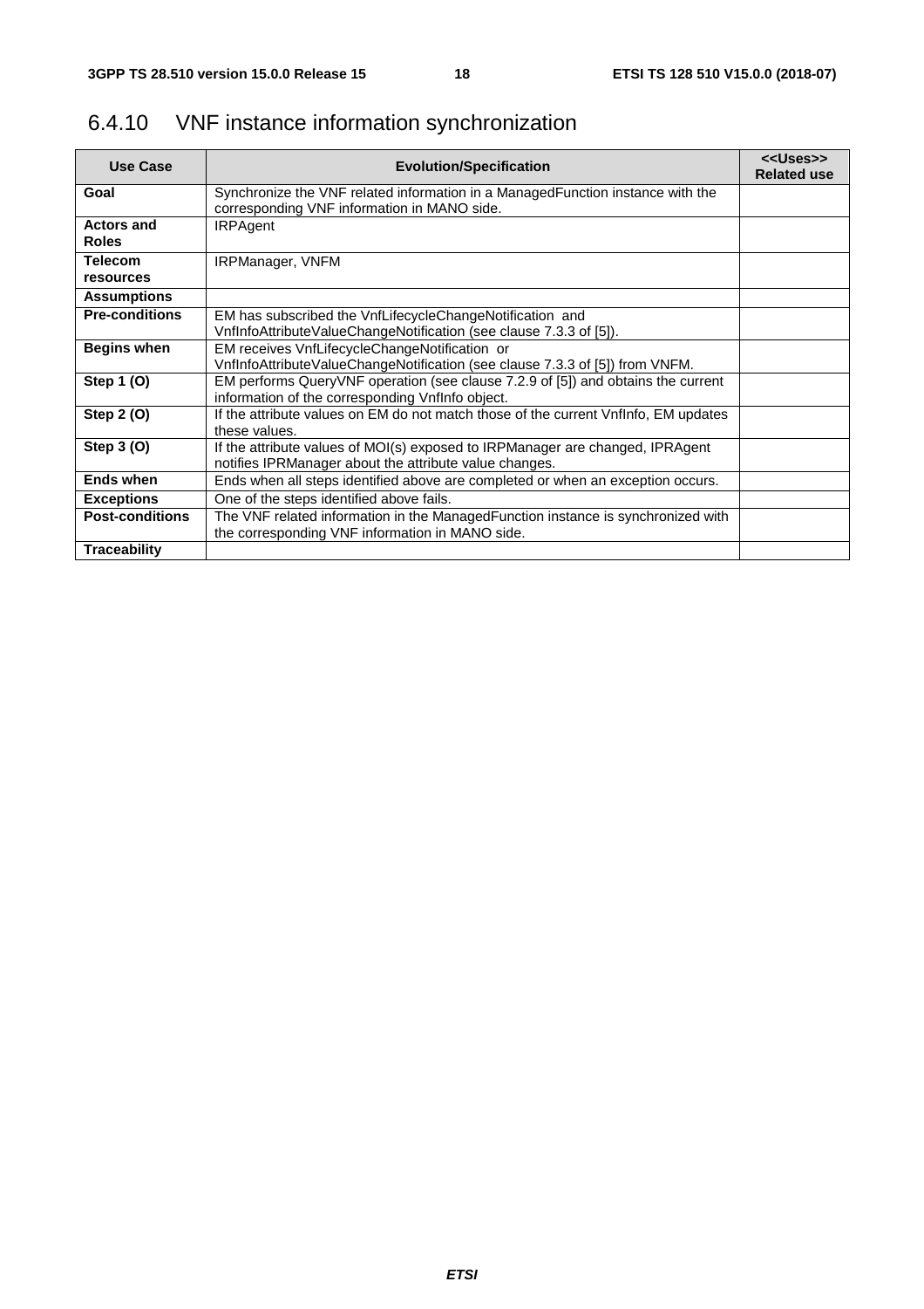## 6.4.10 VNF instance information synchronization

| Use Case | Evolution/Specification | <<Uses>> Related use |
|---|---|---|
| **Goal** | Synchronize the VNF related information in a ManagedFunction instance with the corresponding VNF information in MANO side. | |
| **Actors and Roles** | IRPAgent | |
| **Telecom resources** | IRPManager, VNFM | |
| **Assumptions** | | |
| **Pre-conditions** | EM has subscribed the VnfLifecycleChangeNotification and VnfInfoAttributeValueChangeNotification (see clause 7.3.3 of [5]). | |
| **Begins when** | EM receives VnfLifecycleChangeNotification or VnfInfoAttributeValueChangeNotification (see clause 7.3.3 of [5]) from VNFM. | |
| **Step 1 (O)** | EM performs QueryVNF operation (see clause 7.2.9 of [5]) and obtains the current information of the corresponding VnfInfo object. | |
| **Step 2 (O)** | If the attribute values on EM do not match those of the current VnfInfo, EM updates these values. | |
| **Step 3 (O)** | If the attribute values of MOI(s) exposed to IRPManager are changed, IPRAgent notifies IPRManager about the attribute value changes. | |
| **Ends when** | Ends when all steps identified above are completed or when an exception occurs. | |
| **Exceptions** | One of the steps identified above fails. | |
| **Post-conditions** | The VNF related information in the ManagedFunction instance is synchronized with the corresponding VNF information in MANO side. | |
| **Traceability** | | |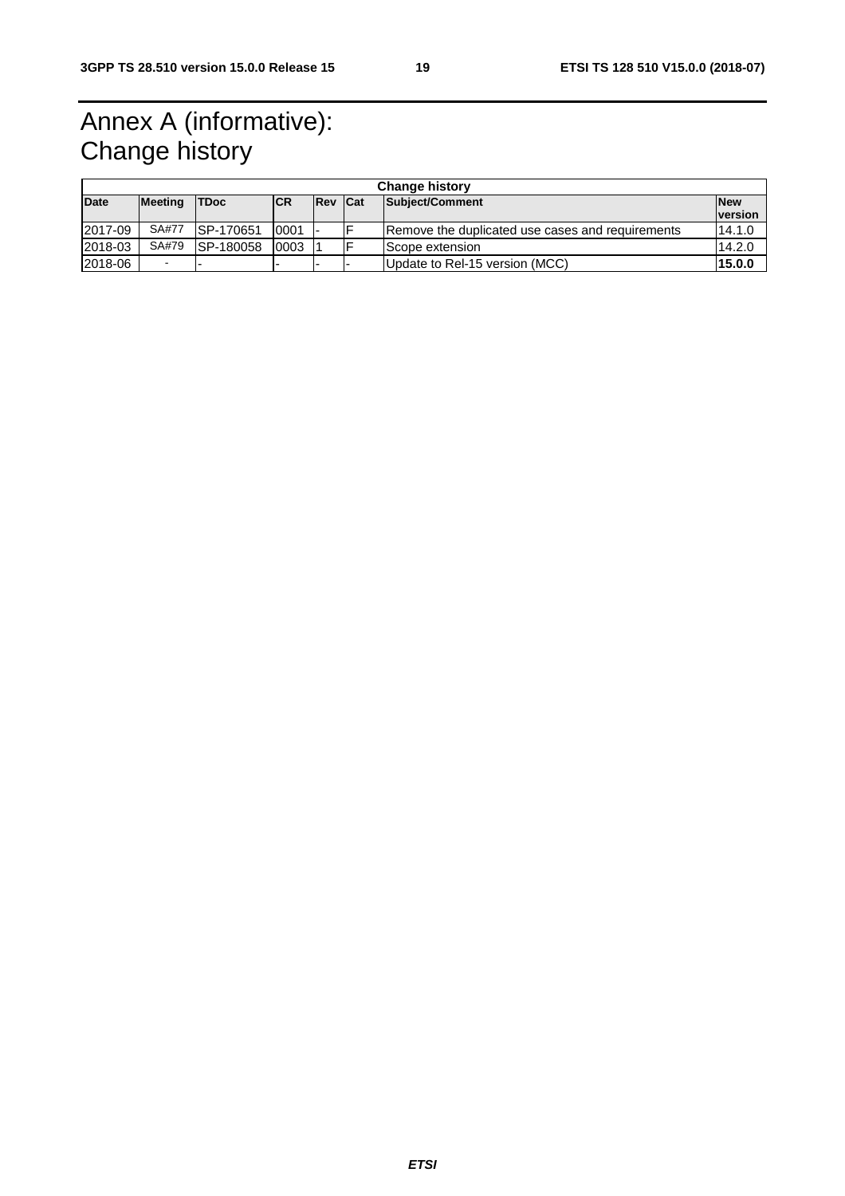# Annex A (informative): Change history

| Change history | | | | | | | |
|---|---|---|---|---|---|---|---|
| **Date** | **Meeting** | **TDoc** | **CR** | **Rev** | **Cat** | **Subject/Comment** | **New version** |
| 2017-09 | SA#77 | SP-170651 | 0001 | - | F | Remove the duplicated use cases and requirements | 14.1.0 |
| 2018-03 | SA#79 | SP-180058 | 0003 | 1 | F | Scope extension | 14.2.0 |
| 2018-06 | - | - | - | - | - | Update to Rel-15 version (MCC) | **15.0.0** |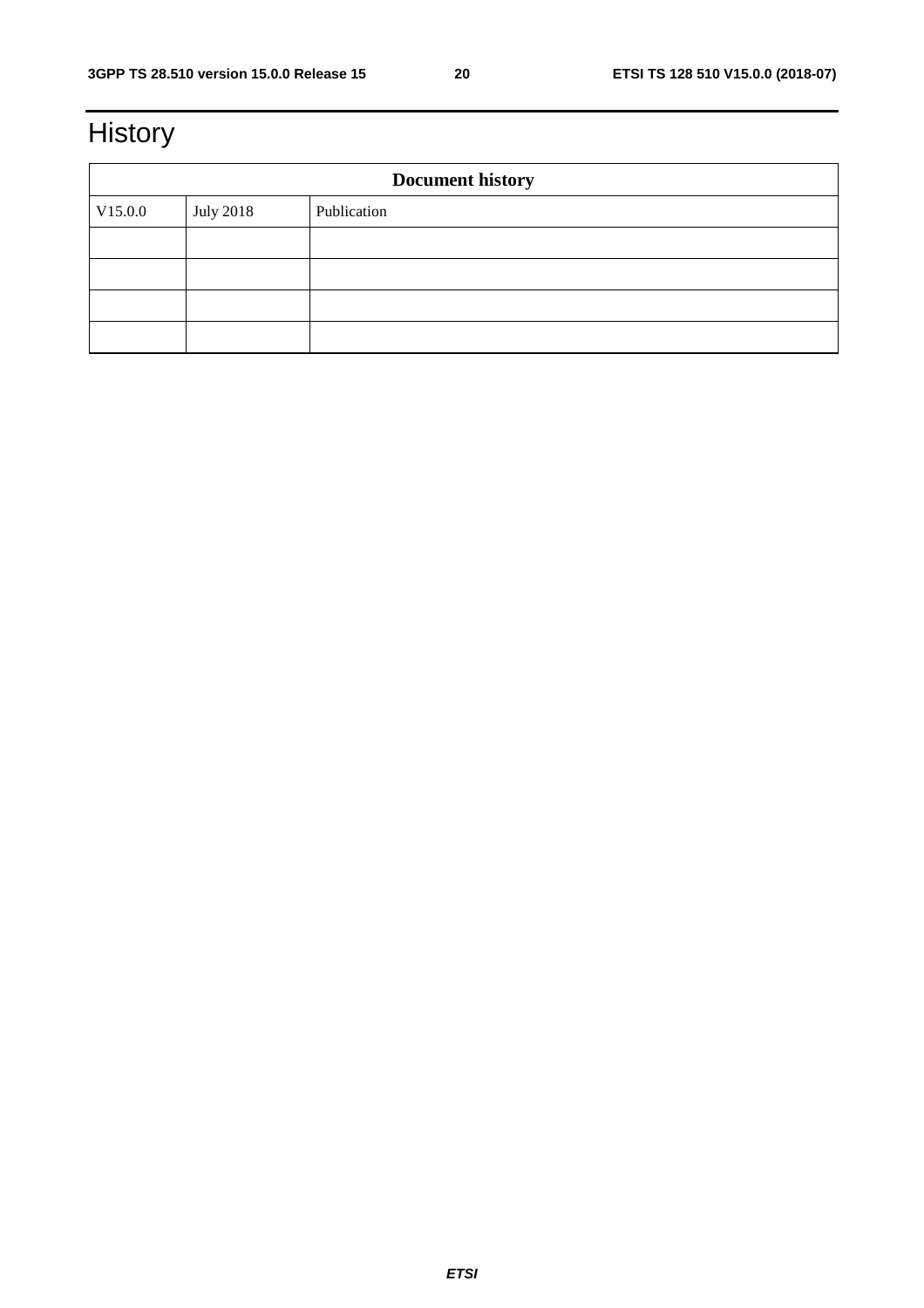# History

| Document history | | |
|---|---|---|
| V15.0.0 | July 2018 | Publication |
| | | |
| | | |
| | | |
| | | |